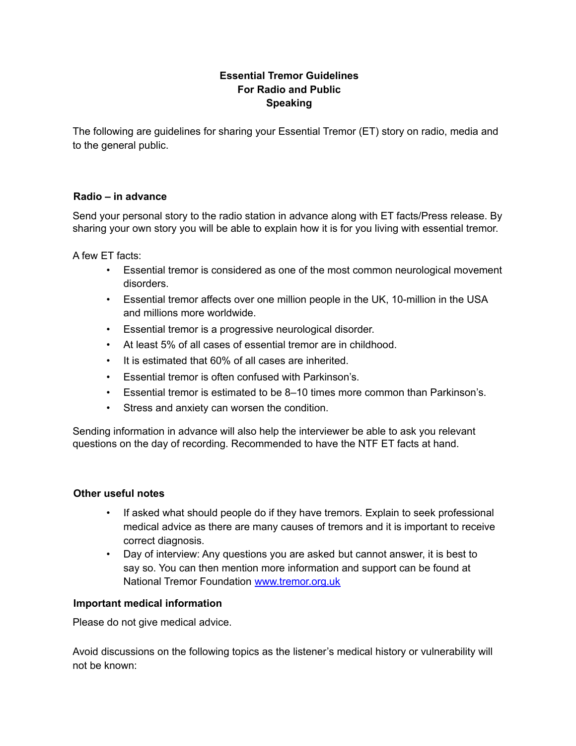# Essential Tremor Guidelines
# For Radio and Public Speaking

The following are guidelines for sharing your Essential Tremor (ET) story on radio, media and to the general public.

### Radio – in advance

Send your personal story to the radio station in advance along with ET facts/Press release. By sharing your own story you will be able to explain how it is for you living with essential tremor.

A few ET facts:

- Essential tremor is considered as one of the most common neurological movement disorders.
- Essential tremor affects over one million people in the UK, 10-million in the USA and millions more worldwide.
- Essential tremor is a progressive neurological disorder.
- At least 5% of all cases of essential tremor are in childhood.
- It is estimated that 60% of all cases are inherited.
- Essential tremor is often confused with Parkinson's.
- Essential tremor is estimated to be 8–10 times more common than Parkinson's.
- Stress and anxiety can worsen the condition.

Sending information in advance will also help the interviewer be able to ask you relevant questions on the day of recording. Recommended to have the NTF ET facts at hand.

### Other useful notes

- If asked what should people do if they have tremors. Explain to seek professional medical advice as there are many causes of tremors and it is important to receive correct diagnosis.
- Day of interview: Any questions you are asked but cannot answer, it is best to say so. You can then mention more information and support can be found at National Tremor Foundation [www.tremor.org.uk](http://www.tremor.org.uk)

### Important medical information

Please do not give medical advice.

Avoid discussions on the following topics as the listener's medical history or vulnerability will not be known: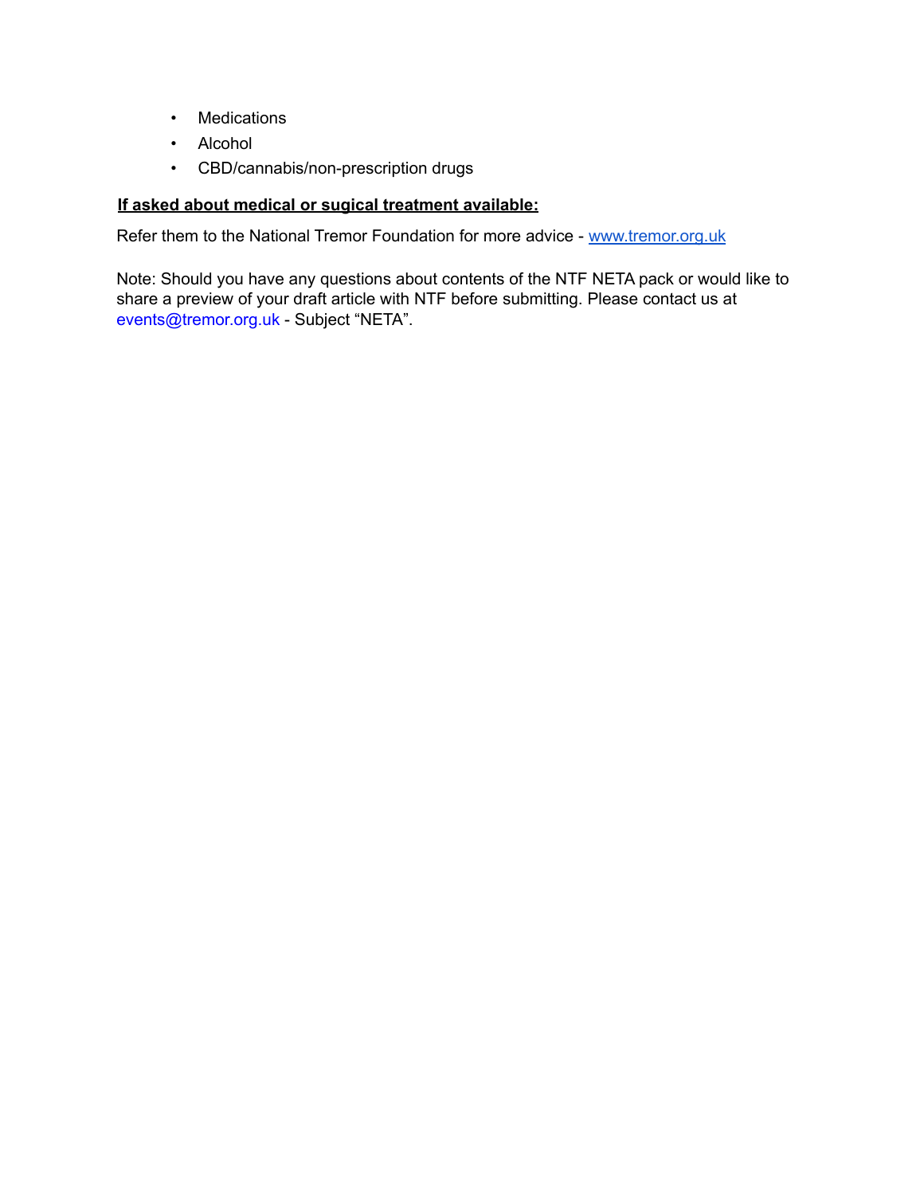- Medications
- Alcohol
- CBD/cannabis/non-prescription drugs

**If asked about medical or sugical treatment available:**

Refer them to the National Tremor Foundation for more advice - www.tremor.org.uk

Note: Should you have any questions about contents of the NTF NETA pack or would like to share a preview of your draft article with NTF before submitting. Please contact us at events@tremor.org.uk - Subject "NETA".